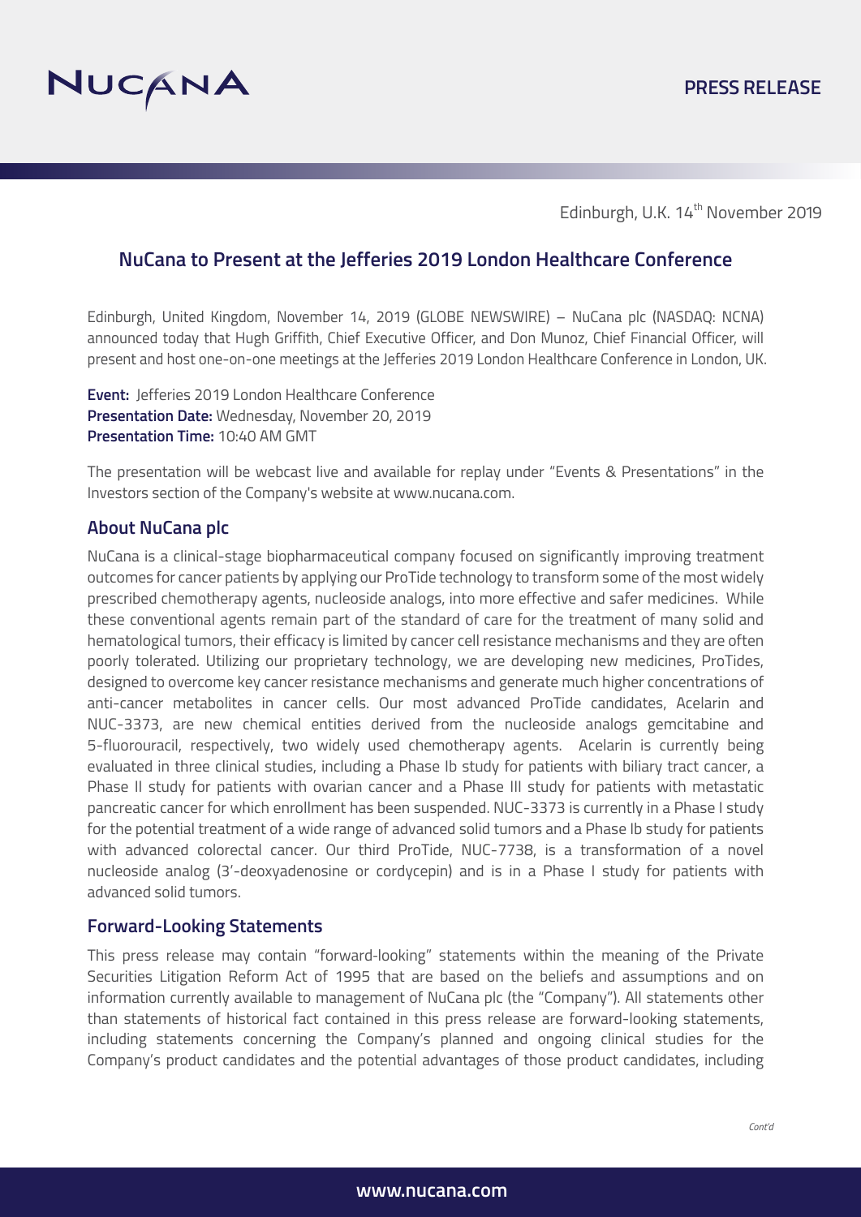NUCANA

**PRESS RELEASE**

Edinburgh, U.K. 14th November 2019

## NuCana to Present at the Jefferies 2019 London Healthcare Conference

Edinburgh, United Kingdom, November 14, 2019 (GLOBE NEWSWIRE) – NuCana plc (NASDAQ: NCNA) announced today that Hugh Griffith, Chief Executive Officer, and Don Munoz, Chief Financial Officer, will present and host one-on-one meetings at the Jefferies 2019 London Healthcare Conference in London, UK.

**Event:** Jefferies 2019 London Healthcare Conference
**Presentation Date:** Wednesday, November 20, 2019
**Presentation Time:** 10:40 AM GMT

The presentation will be webcast live and available for replay under "Events & Presentations" in the Investors section of the Company's website at www.nucana.com.

### About NuCana plc

NuCana is a clinical-stage biopharmaceutical company focused on significantly improving treatment outcomes for cancer patients by applying our ProTide technology to transform some of the most widely prescribed chemotherapy agents, nucleoside analogs, into more effective and safer medicines. While these conventional agents remain part of the standard of care for the treatment of many solid and hematological tumors, their efficacy is limited by cancer cell resistance mechanisms and they are often poorly tolerated. Utilizing our proprietary technology, we are developing new medicines, ProTides, designed to overcome key cancer resistance mechanisms and generate much higher concentrations of anti-cancer metabolites in cancer cells. Our most advanced ProTide candidates, Acelarin and NUC-3373, are new chemical entities derived from the nucleoside analogs gemcitabine and 5-fluorouracil, respectively, two widely used chemotherapy agents. Acelarin is currently being evaluated in three clinical studies, including a Phase Ib study for patients with biliary tract cancer, a Phase II study for patients with ovarian cancer and a Phase III study for patients with metastatic pancreatic cancer for which enrollment has been suspended. NUC-3373 is currently in a Phase I study for the potential treatment of a wide range of advanced solid tumors and a Phase Ib study for patients with advanced colorectal cancer. Our third ProTide, NUC-7738, is a transformation of a novel nucleoside analog (3'-deoxyadenosine or cordycepin) and is in a Phase I study for patients with advanced solid tumors.

### Forward-Looking Statements

This press release may contain "forward-looking" statements within the meaning of the Private Securities Litigation Reform Act of 1995 that are based on the beliefs and assumptions and on information currently available to management of NuCana plc (the "Company"). All statements other than statements of historical fact contained in this press release are forward-looking statements, including statements concerning the Company's planned and ongoing clinical studies for the Company's product candidates and the potential advantages of those product candidates, including

*Cont'd*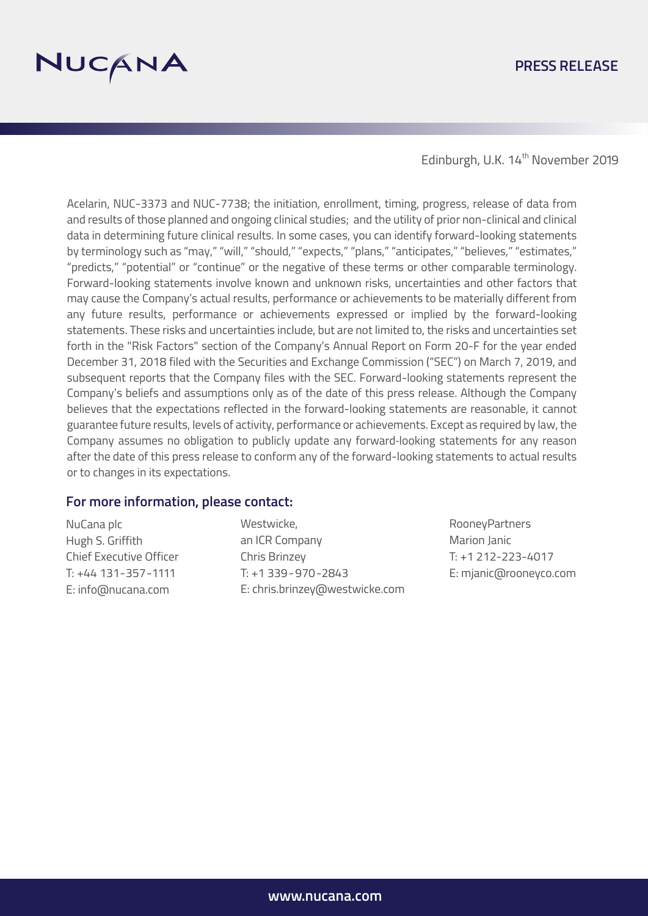Edinburgh, U.K. 14th November 2019

Acelarin, NUC-3373 and NUC-7738; the initiation, enrollment, timing, progress, release of data from and results of those planned and ongoing clinical studies; and the utility of prior non-clinical and clinical data in determining future clinical results. In some cases, you can identify forward-looking statements by terminology such as "may," "will," "should," "expects," "plans," "anticipates," "believes," "estimates," "predicts," "potential" or "continue" or the negative of these terms or other comparable terminology. Forward-looking statements involve known and unknown risks, uncertainties and other factors that may cause the Company's actual results, performance or achievements to be materially different from any future results, performance or achievements expressed or implied by the forward-looking statements. These risks and uncertainties include, but are not limited to, the risks and uncertainties set forth in the "Risk Factors" section of the Company's Annual Report on Form 20-F for the year ended December 31, 2018 filed with the Securities and Exchange Commission ("SEC") on March 7, 2019, and subsequent reports that the Company files with the SEC. Forward-looking statements represent the Company's beliefs and assumptions only as of the date of this press release. Although the Company believes that the expectations reflected in the forward-looking statements are reasonable, it cannot guarantee future results, levels of activity, performance or achievements. Except as required by law, the Company assumes no obligation to publicly update any forward-looking statements for any reason after the date of this press release to conform any of the forward-looking statements to actual results or to changes in its expectations.

## For more information, please contact:

NuCana plc
Hugh S. Griffith
Chief Executive Officer
T: +44 131-357-1111
E: info@nucana.com

Westwicke,
an ICR Company
Chris Brinzey
T: +1 339-970-2843
E: chris.brinzey@westwicke.com

RooneyPartners
Marion Janic
T: +1 212-223-4017
E: mjanic@rooneyco.com